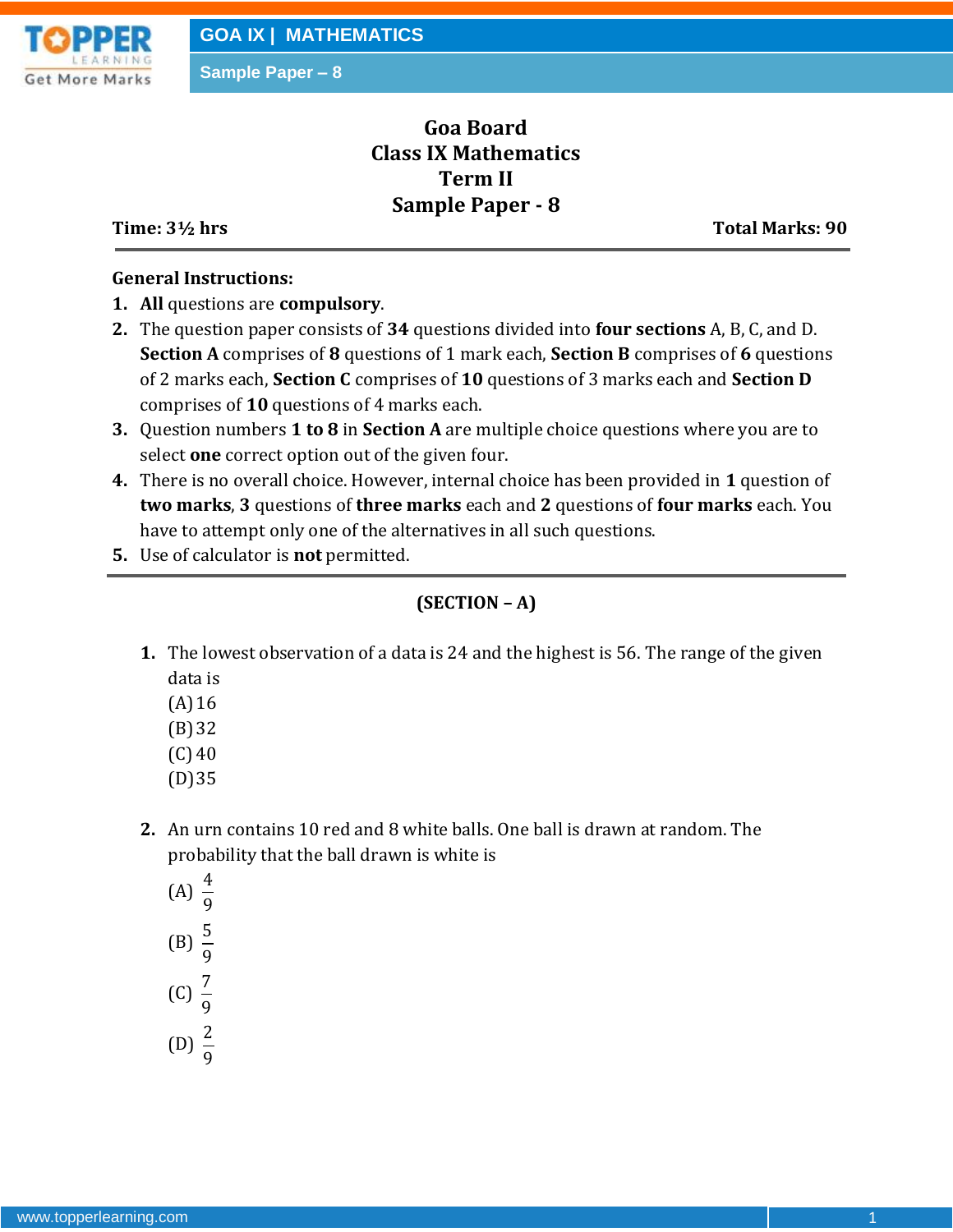# Goa Board
# Class IX Mathematics
# Term II
# Sample Paper - 8

**Time: 3½ hrs** **Total Marks: 90**

---

**General Instructions:**

1. **All** questions are **compulsory**.
2. The question paper consists of **34** questions divided into **four sections** A, B, C, and D. **Section A** comprises of **8** questions of 1 mark each, **Section B** comprises of **6** questions of 2 marks each, **Section C** comprises of **10** questions of 3 marks each and **Section D** comprises of **10** questions of 4 marks each.
3. Question numbers **1 to 8** in **Section A** are multiple choice questions where you are to select **one** correct option out of the given four.
4. There is no overall choice. However, internal choice has been provided in **1** question of **two marks**, **3** questions of **three marks** each and **2** questions of **four marks** each. You have to attempt only one of the alternatives in all such questions.
5. Use of calculator is **not** permitted.

---

## (SECTION – A)

**1.** The lowest observation of a data is 24 and the highest is 56. The range of the given data is

(A) 16

(B) 32

(C) 40

(D) 35

**2.** An urn contains 10 red and 8 white balls. One ball is drawn at random. The probability that the ball drawn is white is

(A) $\frac{4}{9}$

(B) $\frac{5}{9}$

(C) $\frac{7}{9}$

(D) $\frac{2}{9}$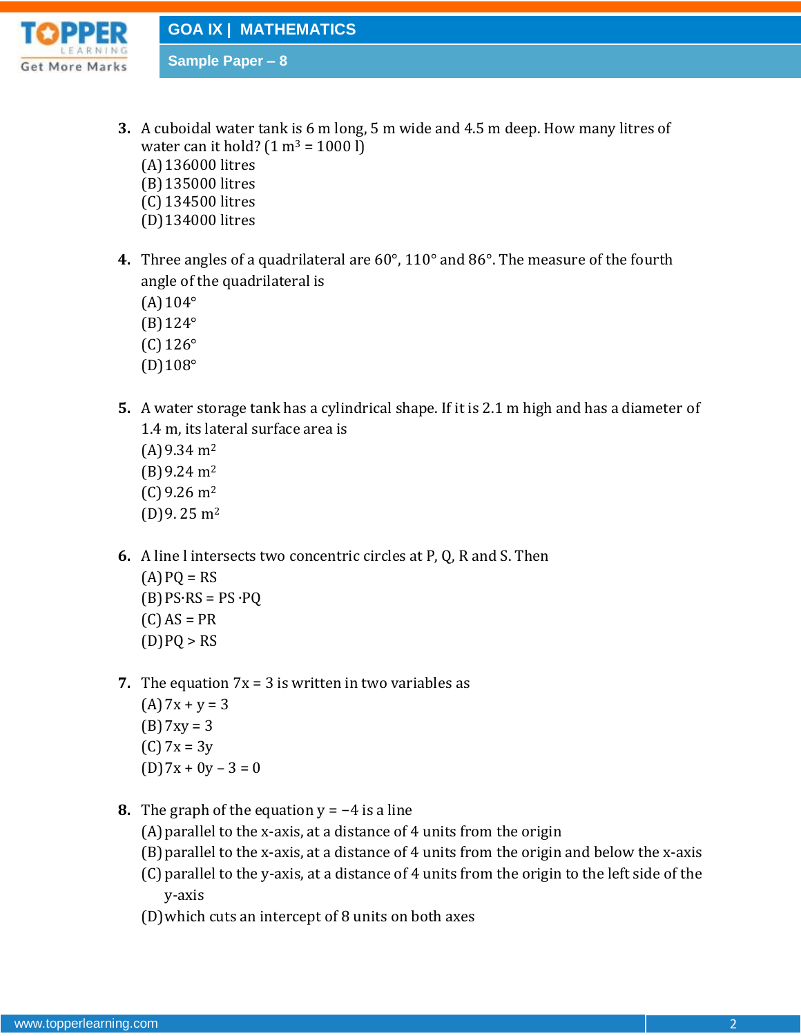**3.** A cuboidal water tank is 6 m long, 5 m wide and 4.5 m deep. How many litres of water can it hold? (1 $m^3$ = 1000 l)

(A) 136000 litres
(B) 135000 litres
(C) 134500 litres
(D) 134000 litres

**4.** Three angles of a quadrilateral are 60°, 110° and 86°. The measure of the fourth angle of the quadrilateral is

(A) 104°
(B) 124°
(C) 126°
(D) 108°

**5.** A water storage tank has a cylindrical shape. If it is 2.1 m high and has a diameter of 1.4 m, its lateral surface area is

(A) 9.34 $m^2$
(B) 9.24 $m^2$
(C) 9.26 $m^2$
(D) 9. 25 $m^2$

**6.** A line l intersects two concentric circles at P, Q, R and S. Then

(A) PQ = RS
(B) PS·RS = PS ·PQ
(C) AS = PR
(D) PQ > RS

**7.** The equation 7x = 3 is written in two variables as

(A) 7x + y = 3
(B) 7xy = 3
(C) 7x = 3y
(D) 7x + 0y – 3 = 0

**8.** The graph of the equation y = −4 is a line

(A) parallel to the x-axis, at a distance of 4 units from the origin
(B) parallel to the x-axis, at a distance of 4 units from the origin and below the x-axis
(C) parallel to the y-axis, at a distance of 4 units from the origin to the left side of the y-axis
(D) which cuts an intercept of 8 units on both axes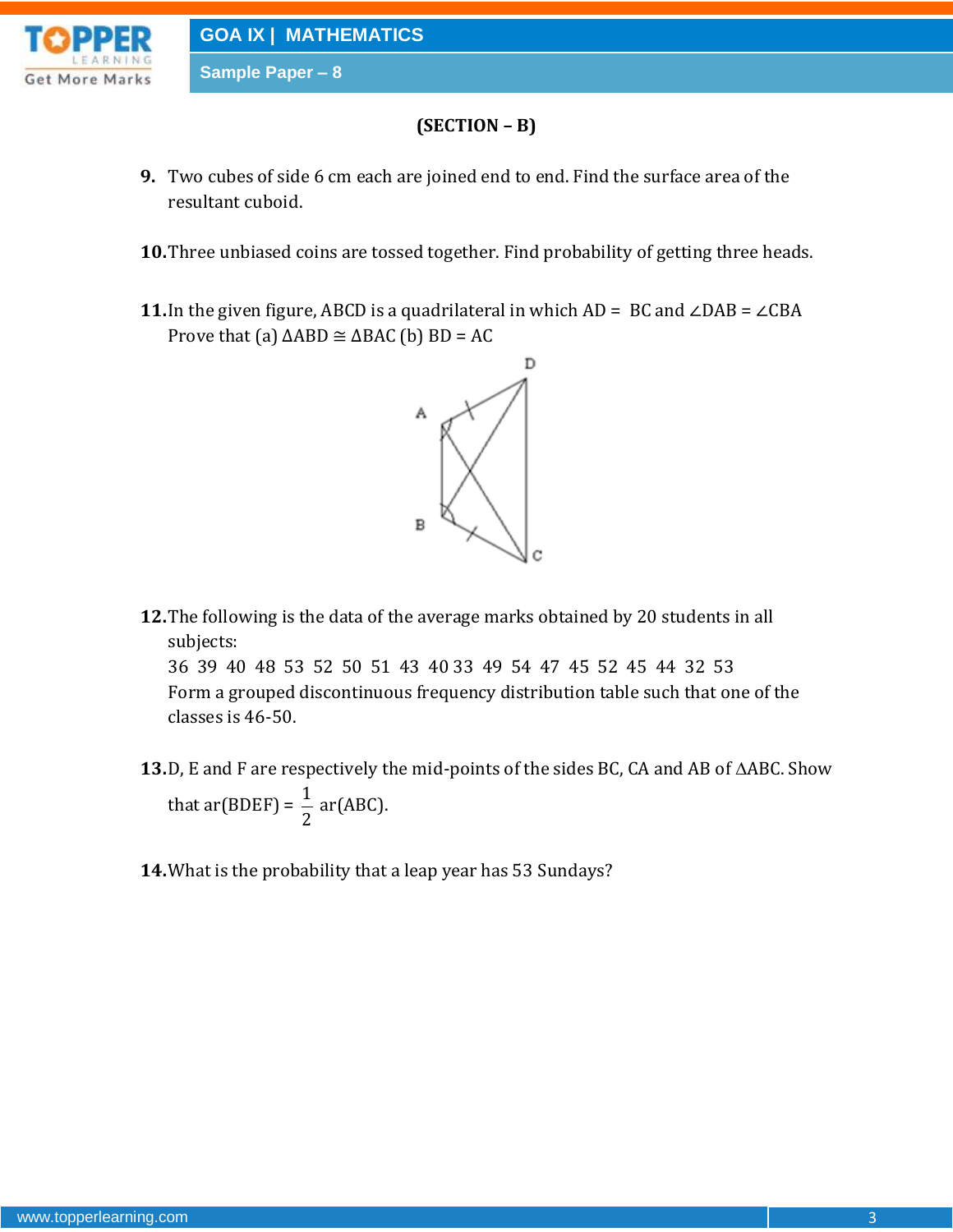**(SECTION – B)**

**9.** Two cubes of side 6 cm each are joined end to end. Find the surface area of the resultant cuboid.

**10.** Three unbiased coins are tossed together. Find probability of getting three heads.

**11.** In the given figure, ABCD is a quadrilateral in which AD = BC and $\angle DAB = \angle CBA$
Prove that (a) $\Delta ABD \cong \Delta BAC$ (b) BD = AC

**12.** The following is the data of the average marks obtained by 20 students in all subjects:
36 39 40 48 53 52 50 51 43 40 33 49 54 47 45 52 45 44 32 53
Form a grouped discontinuous frequency distribution table such that one of the classes is 46-50.

**13.** D, E and F are respectively the mid-points of the sides BC, CA and AB of $\Delta ABC$. Show that ar(BDEF) = $\frac{1}{2}$ ar(ABC).

**14.** What is the probability that a leap year has 53 Sundays?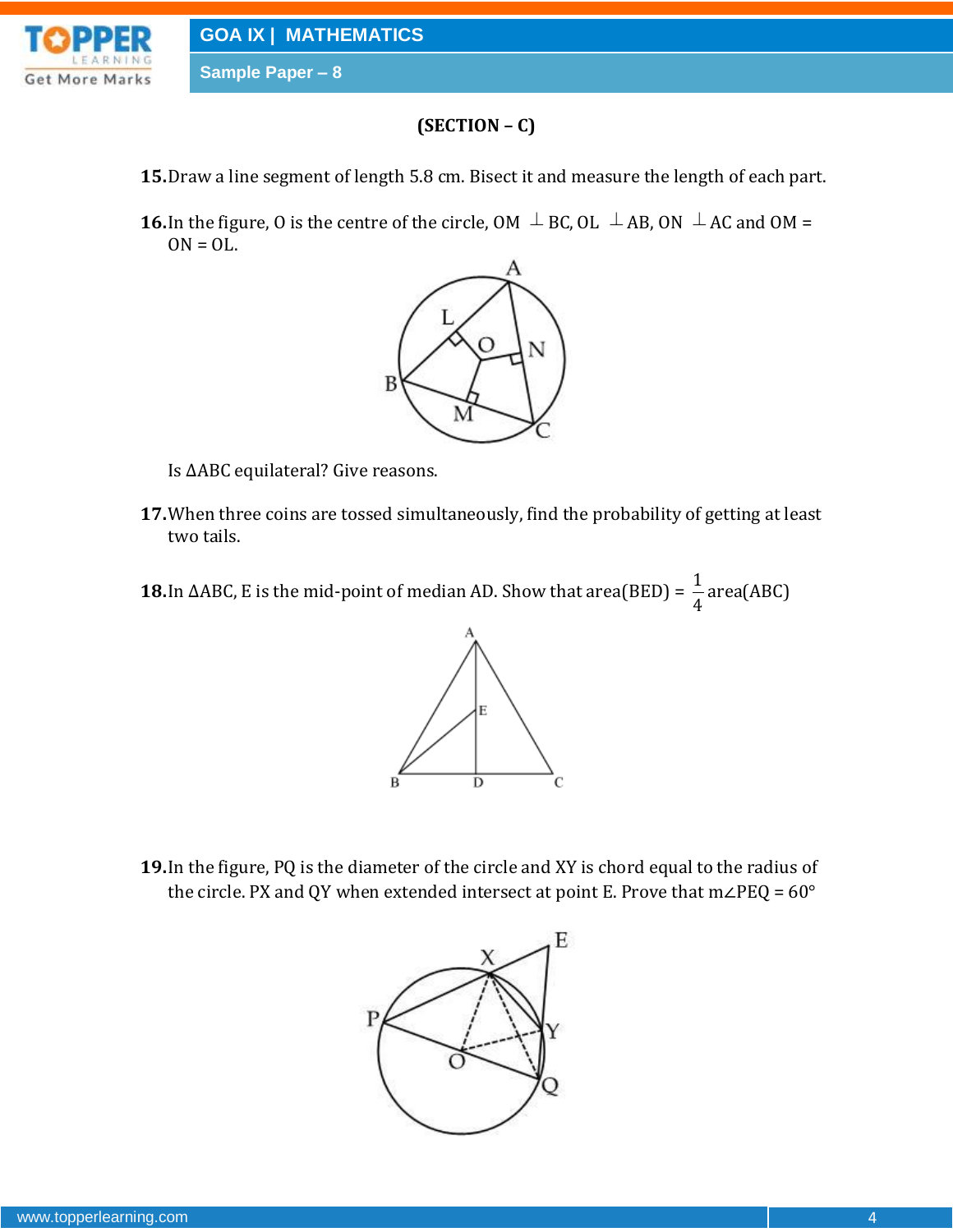**(SECTION – C)**

**15.** Draw a line segment of length 5.8 cm. Bisect it and measure the length of each part.

**16.** In the figure, O is the centre of the circle, OM $\perp$ BC, OL $\perp$ AB, ON $\perp$ AC and OM = ON = OL.

Is $\Delta$ABC equilateral? Give reasons.

**17.** When three coins are tossed simultaneously, find the probability of getting at least two tails.

**18.** In $\Delta$ABC, E is the mid-point of median AD. Show that area(BED) = $\frac{1}{4}$ area(ABC)

**19.** In the figure, PQ is the diameter of the circle and XY is chord equal to the radius of the circle. PX and QY when extended intersect at point E. Prove that m$\angle$PEQ = 60°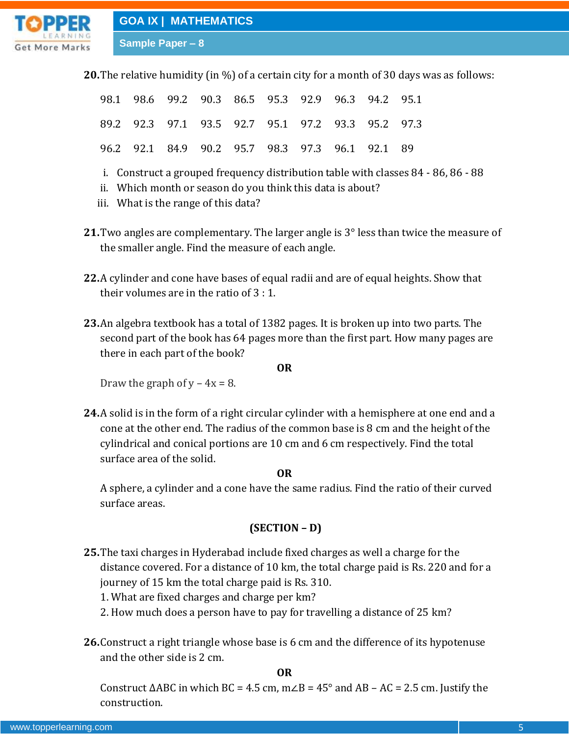**20.** The relative humidity (in %) of a certain city for a month of 30 days was as follows:

| | | | | | | | | | |
|---|---|---|---|---|---|---|---|---|---|
| 98.1 | 98.6 | 99.2 | 90.3 | 86.5 | 95.3 | 92.9 | 96.3 | 94.2 | 95.1 |
| 89.2 | 92.3 | 97.1 | 93.5 | 92.7 | 95.1 | 97.2 | 93.3 | 95.2 | 97.3 |
| 96.2 | 92.1 | 84.9 | 90.2 | 95.7 | 98.3 | 97.3 | 96.1 | 92.1 | 89 |

i. Construct a grouped frequency distribution table with classes 84 - 86, 86 - 88

ii. Which month or season do you think this data is about?

iii. What is the range of this data?

**21.** Two angles are complementary. The larger angle is 3° less than twice the measure of the smaller angle. Find the measure of each angle.

**22.** A cylinder and cone have bases of equal radii and are of equal heights. Show that their volumes are in the ratio of 3 : 1.

**23.** An algebra textbook has a total of 1382 pages. It is broken up into two parts. The second part of the book has 64 pages more than the first part. How many pages are there in each part of the book?

**OR**

Draw the graph of $y - 4x = 8$.

**24.** A solid is in the form of a right circular cylinder with a hemisphere at one end and a cone at the other end. The radius of the common base is 8 cm and the height of the cylindrical and conical portions are 10 cm and 6 cm respectively. Find the total surface area of the solid.

**OR**

A sphere, a cylinder and a cone have the same radius. Find the ratio of their curved surface areas.

## (SECTION – D)

**25.** The taxi charges in Hyderabad include fixed charges as well a charge for the distance covered. For a distance of 10 km, the total charge paid is Rs. 220 and for a journey of 15 km the total charge paid is Rs. 310.

1. What are fixed charges and charge per km?
2. How much does a person have to pay for travelling a distance of 25 km?

**26.** Construct a right triangle whose base is 6 cm and the difference of its hypotenuse and the other side is 2 cm.

**OR**

Construct $\Delta ABC$ in which BC = 4.5 cm, $m\angle B = 45°$ and AB – AC = 2.5 cm. Justify the construction.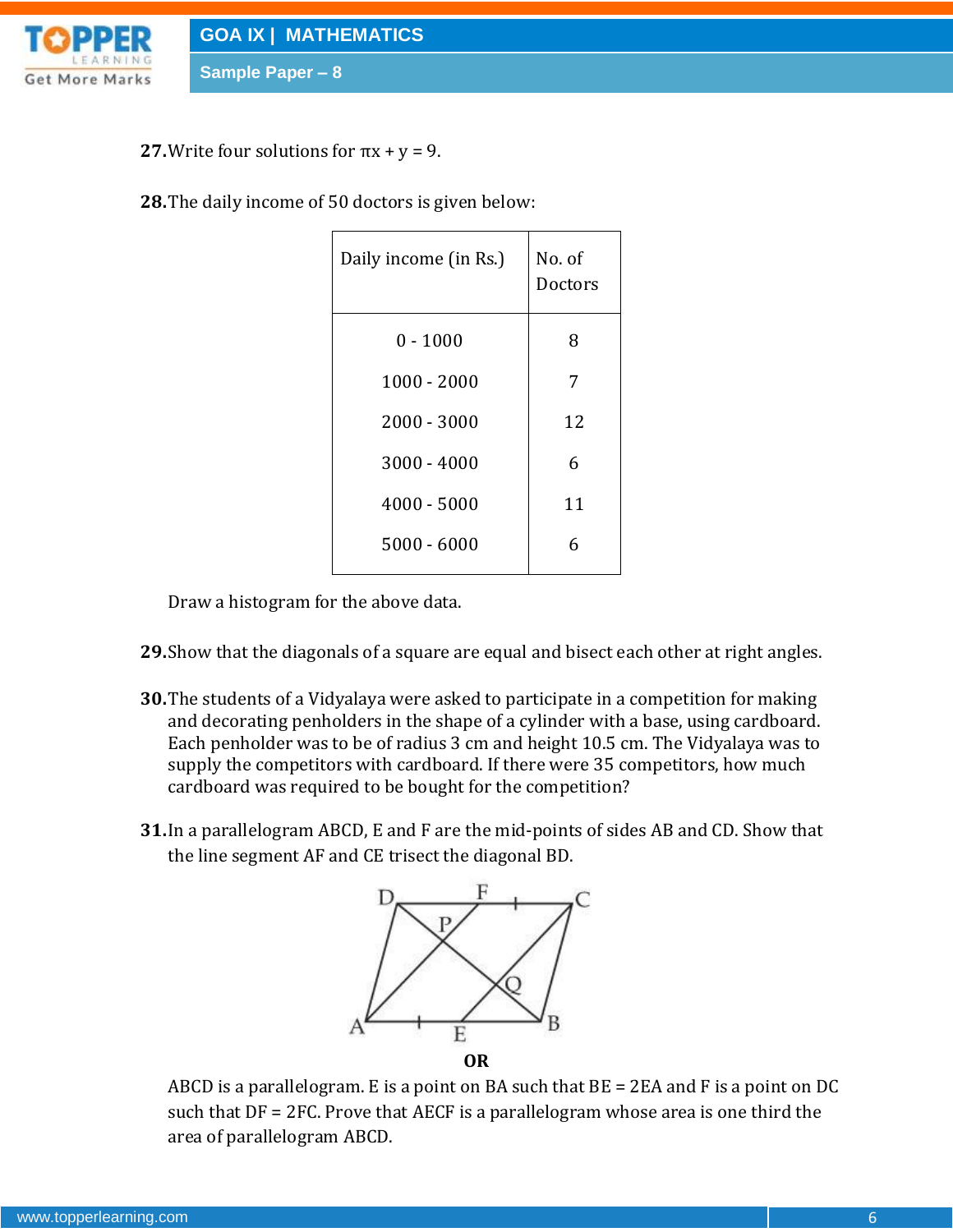**27.** Write four solutions for $\pi x + y = 9$.

**28.** The daily income of 50 doctors is given below:

| Daily income (in Rs.) | No. of Doctors |
|---|---|
| 0 - 1000 | 8 |
| 1000 - 2000 | 7 |
| 2000 - 3000 | 12 |
| 3000 - 4000 | 6 |
| 4000 - 5000 | 11 |
| 5000 - 6000 | 6 |

Draw a histogram for the above data.

**29.** Show that the diagonals of a square are equal and bisect each other at right angles.

**30.** The students of a Vidyalaya were asked to participate in a competition for making and decorating penholders in the shape of a cylinder with a base, using cardboard. Each penholder was to be of radius 3 cm and height 10.5 cm. The Vidyalaya was to supply the competitors with cardboard. If there were 35 competitors, how much cardboard was required to be bought for the competition?

**31.** In a parallelogram ABCD, E and F are the mid-points of sides AB and CD. Show that the line segment AF and CE trisect the diagonal BD.

**OR**

ABCD is a parallelogram. E is a point on BA such that BE = 2EA and F is a point on DC such that DF = 2FC. Prove that AECF is a parallelogram whose area is one third the area of parallelogram ABCD.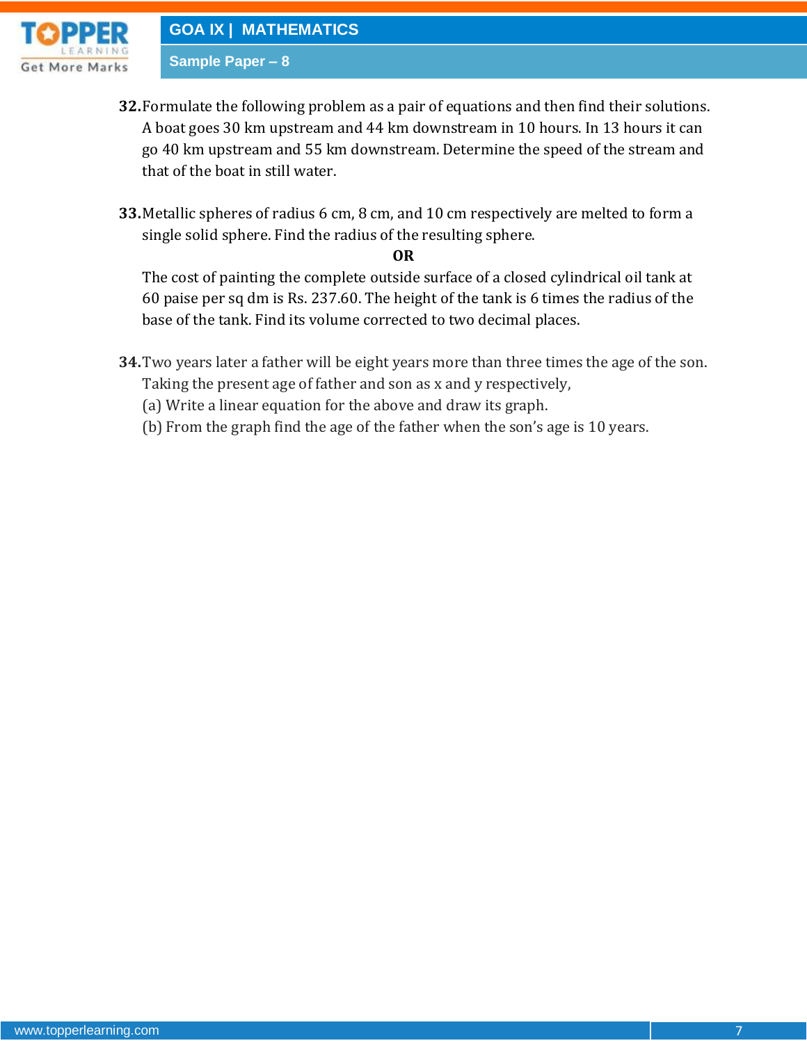**32.** Formulate the following problem as a pair of equations and then find their solutions. A boat goes 30 km upstream and 44 km downstream in 10 hours. In 13 hours it can go 40 km upstream and 55 km downstream. Determine the speed of the stream and that of the boat in still water.

**33.** Metallic spheres of radius 6 cm, 8 cm, and 10 cm respectively are melted to form a single solid sphere. Find the radius of the resulting sphere.

**OR**

The cost of painting the complete outside surface of a closed cylindrical oil tank at 60 paise per sq dm is Rs. 237.60. The height of the tank is 6 times the radius of the base of the tank. Find its volume corrected to two decimal places.

**34.** Two years later a father will be eight years more than three times the age of the son. Taking the present age of father and son as x and y respectively,

(a) Write a linear equation for the above and draw its graph.

(b) From the graph find the age of the father when the son's age is 10 years.